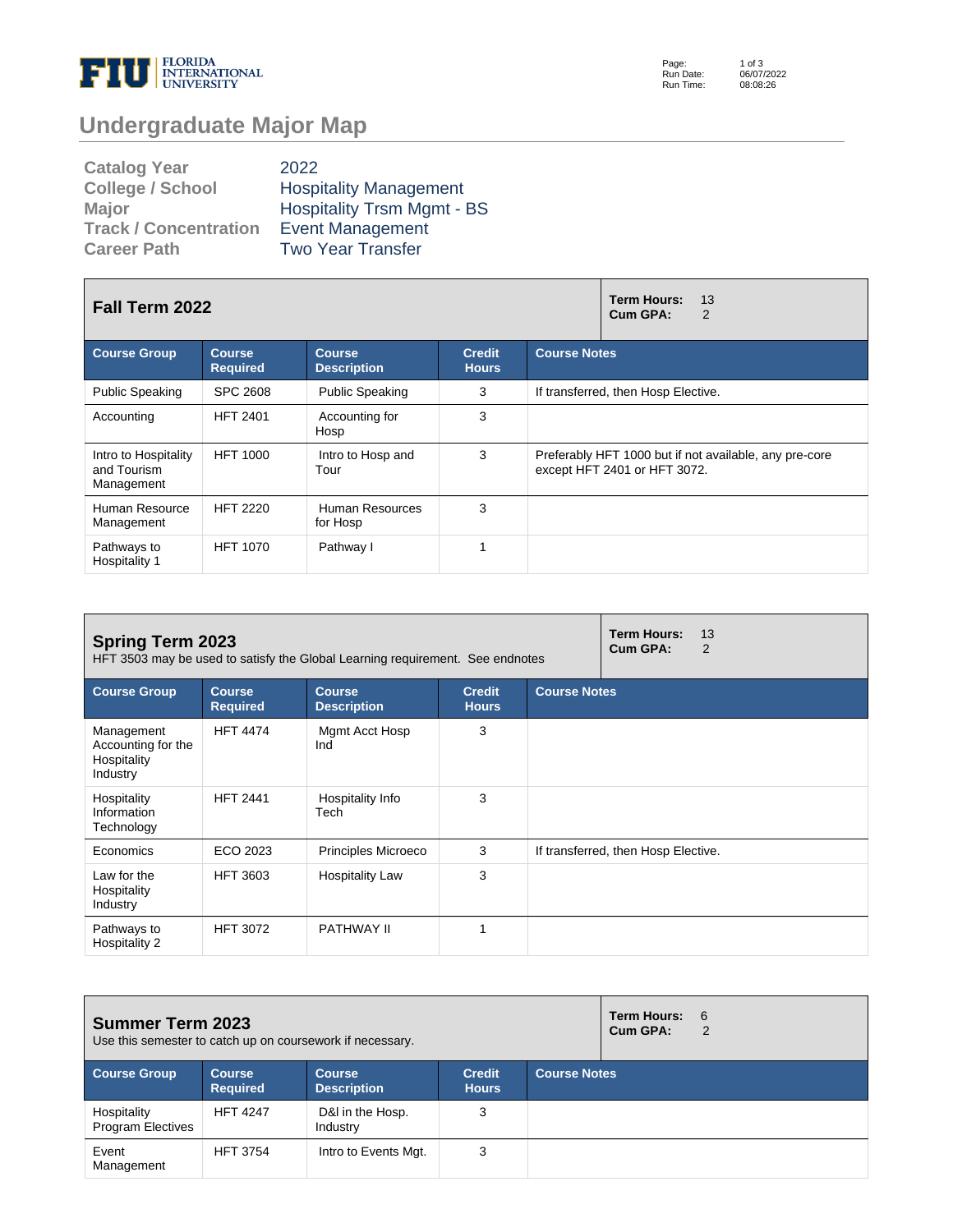# Undergraduate Major Map

| | |
|---|---|
| **Catalog Year** | 2022 |
| **College / School** | Hospitality Management |
| **Major** | Hospitality Trsm Mgmt - BS |
| **Track / Concentration** | Event Management |
| **Career Path** | Two Year Transfer |

## Fall Term 2022

**Term Hours:** 13
**Cum GPA:** 2

| Course Group | Course Required | Course Description | Credit Hours | Course Notes |
|---|---|---|---|---|
| Public Speaking | SPC 2608 | Public Speaking | 3 | If transferred, then Hosp Elective. |
| Accounting | HFT 2401 | Accounting for Hosp | 3 | |
| Intro to Hospitality and Tourism Management | HFT 1000 | Intro to Hosp and Tour | 3 | Preferably HFT 1000 but if not available, any pre-core except HFT 2401 or HFT 3072. |
| Human Resource Management | HFT 2220 | Human Resources for Hosp | 3 | |
| Pathways to Hospitality 1 | HFT 1070 | Pathway I | 1 | |

## Spring Term 2023

HFT 3503 may be used to satisfy the Global Learning requirement. See endnotes

**Term Hours:** 13
**Cum GPA:** 2

| Course Group | Course Required | Course Description | Credit Hours | Course Notes |
|---|---|---|---|---|
| Management Accounting for the Hospitality Industry | HFT 4474 | Mgmt Acct Hosp Ind | 3 | |
| Hospitality Information Technology | HFT 2441 | Hospitality Info Tech | 3 | |
| Economics | ECO 2023 | Principles Microeco | 3 | If transferred, then Hosp Elective. |
| Law for the Hospitality Industry | HFT 3603 | Hospitality Law | 3 | |
| Pathways to Hospitality 2 | HFT 3072 | PATHWAY II | 1 | |

## Summer Term 2023

Use this semester to catch up on coursework if necessary.

**Term Hours:** 6
**Cum GPA:** 2

| Course Group | Course Required | Course Description | Credit Hours | Course Notes |
|---|---|---|---|---|
| Hospitality Program Electives | HFT 4247 | D&I in the Hosp. Industry | 3 | |
| Event Management | HFT 3754 | Intro to Events Mgt. | 3 | |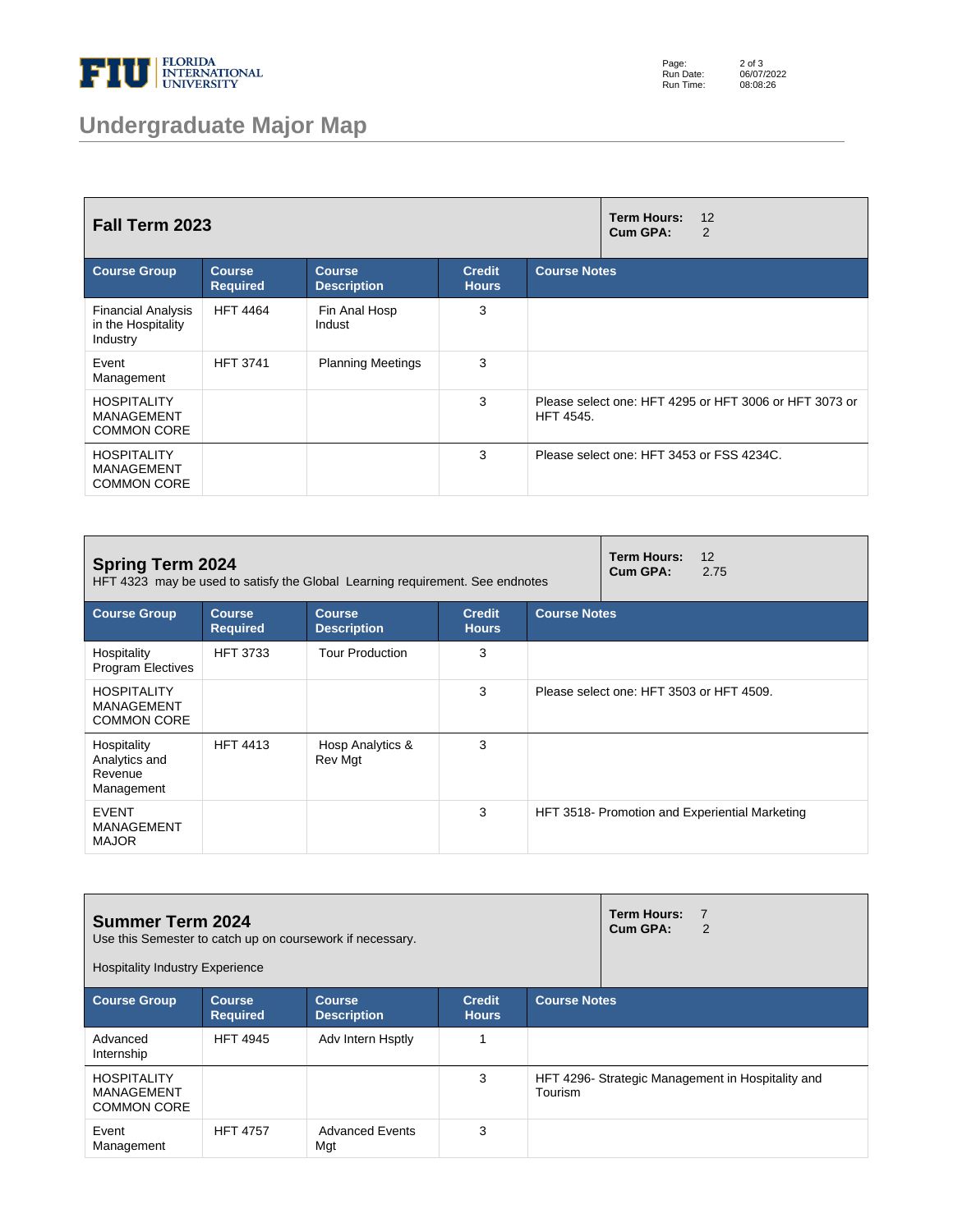# Undergraduate Major Map

## Fall Term 2023

**Term Hours:** 12
**Cum GPA:** 2

| Course Group | Course Required | Course Description | Credit Hours | Course Notes |
|---|---|---|---|---|
| Financial Analysis in the Hospitality Industry | HFT 4464 | Fin Anal Hosp Indust | 3 | |
| Event Management | HFT 3741 | Planning Meetings | 3 | |
| HOSPITALITY MANAGEMENT COMMON CORE | | | 3 | Please select one: HFT 4295 or HFT 3006 or HFT 3073 or HFT 4545. |
| HOSPITALITY MANAGEMENT COMMON CORE | | | 3 | Please select one: HFT 3453 or FSS 4234C. |

## Spring Term 2024

HFT 4323 may be used to satisfy the Global Learning requirement. See endnotes

**Term Hours:** 12
**Cum GPA:** 2.75

| Course Group | Course Required | Course Description | Credit Hours | Course Notes |
|---|---|---|---|---|
| Hospitality Program Electives | HFT 3733 | Tour Production | 3 | |
| HOSPITALITY MANAGEMENT COMMON CORE | | | 3 | Please select one: HFT 3503 or HFT 4509. |
| Hospitality Analytics and Revenue Management | HFT 4413 | Hosp Analytics & Rev Mgt | 3 | |
| EVENT MANAGEMENT MAJOR | | | 3 | HFT 3518- Promotion and Experiential Marketing |

## Summer Term 2024

Use this Semester to catch up on coursework if necessary.

Hospitality Industry Experience

**Term Hours:** 7
**Cum GPA:** 2

| Course Group | Course Required | Course Description | Credit Hours | Course Notes |
|---|---|---|---|---|
| Advanced Internship | HFT 4945 | Adv Intern Hsptly | 1 | |
| HOSPITALITY MANAGEMENT COMMON CORE | | | 3 | HFT 4296- Strategic Management in Hospitality and Tourism |
| Event Management | HFT 4757 | Advanced Events Mgt | 3 | |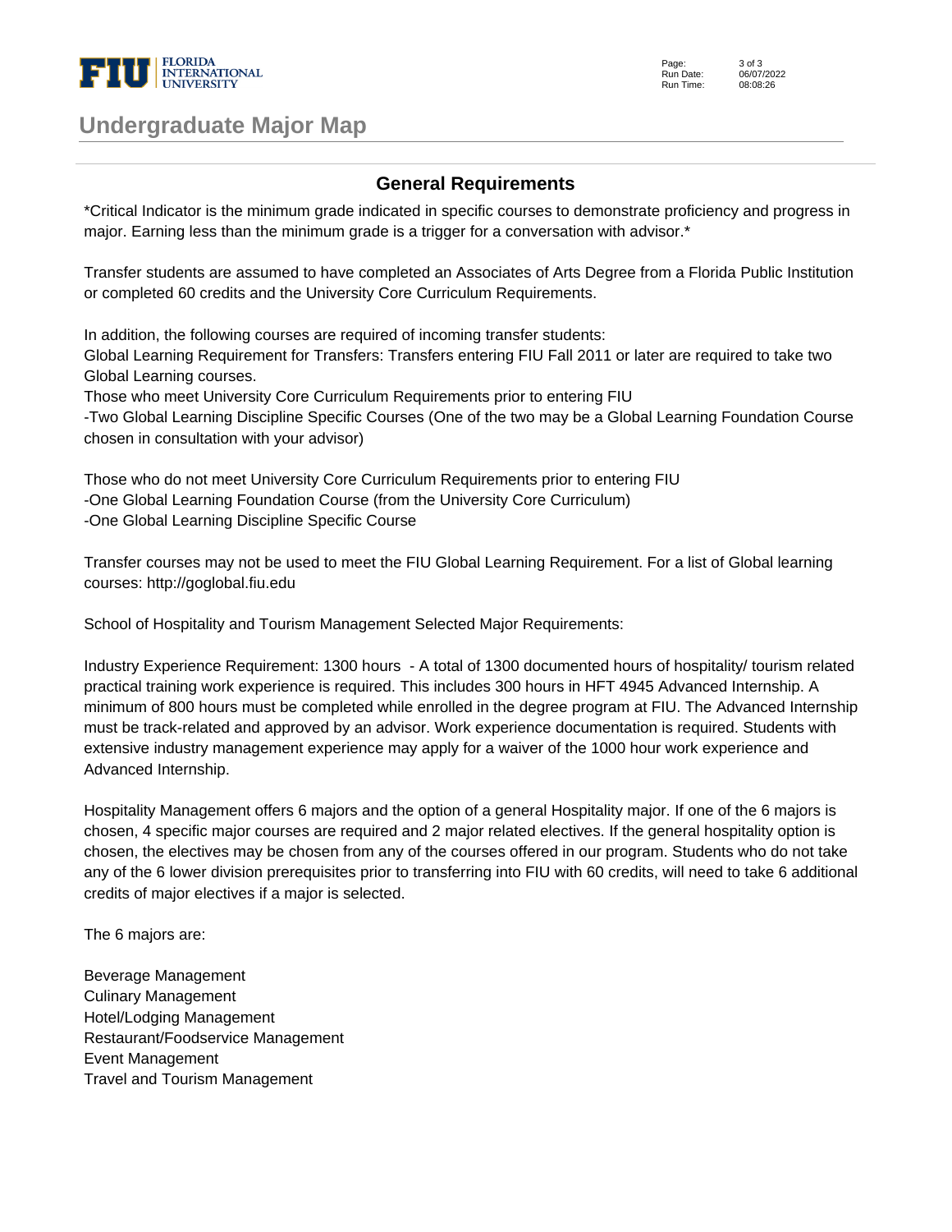# Undergraduate Major Map

## General Requirements

*Critical Indicator is the minimum grade indicated in specific courses to demonstrate proficiency and progress in major. Earning less than the minimum grade is a trigger for a conversation with advisor.*

Transfer students are assumed to have completed an Associates of Arts Degree from a Florida Public Institution or completed 60 credits and the University Core Curriculum Requirements.

In addition, the following courses are required of incoming transfer students:
Global Learning Requirement for Transfers: Transfers entering FIU Fall 2011 or later are required to take two Global Learning courses.
Those who meet University Core Curriculum Requirements prior to entering FIU
-Two Global Learning Discipline Specific Courses (One of the two may be a Global Learning Foundation Course chosen in consultation with your advisor)

Those who do not meet University Core Curriculum Requirements prior to entering FIU
-One Global Learning Foundation Course (from the University Core Curriculum)
-One Global Learning Discipline Specific Course

Transfer courses may not be used to meet the FIU Global Learning Requirement. For a list of Global learning courses: http://goglobal.fiu.edu

School of Hospitality and Tourism Management Selected Major Requirements:

Industry Experience Requirement: 1300 hours - A total of 1300 documented hours of hospitality/ tourism related practical training work experience is required. This includes 300 hours in HFT 4945 Advanced Internship. A minimum of 800 hours must be completed while enrolled in the degree program at FIU. The Advanced Internship must be track-related and approved by an advisor. Work experience documentation is required. Students with extensive industry management experience may apply for a waiver of the 1000 hour work experience and Advanced Internship.

Hospitality Management offers 6 majors and the option of a general Hospitality major. If one of the 6 majors is chosen, 4 specific major courses are required and 2 major related electives. If the general hospitality option is chosen, the electives may be chosen from any of the courses offered in our program. Students who do not take any of the 6 lower division prerequisites prior to transferring into FIU with 60 credits, will need to take 6 additional credits of major electives if a major is selected.

The 6 majors are:

Beverage Management
Culinary Management
Hotel/Lodging Management
Restaurant/Foodservice Management
Event Management
Travel and Tourism Management